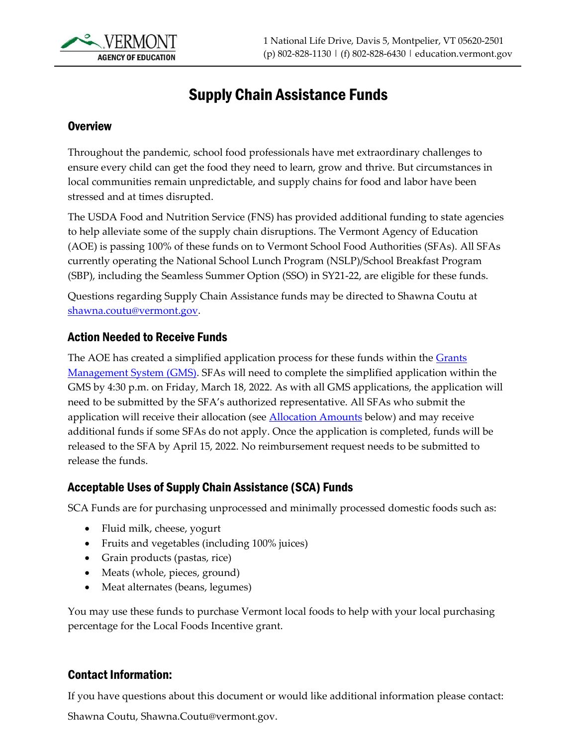# Supply Chain Assistance Funds

## Overview

Throughout the pandemic, school food professionals have met extraordinary challenges to ensure every child can get the food they need to learn, grow and thrive. But circumstances in local communities remain unpredictable, and supply chains for food and labor have been stressed and at times disrupted.

The USDA Food and Nutrition Service (FNS) has provided additional funding to state agencies to help alleviate some of the supply chain disruptions. The Vermont Agency of Education (AOE) is passing 100% of these funds on to Vermont School Food Authorities (SFAs). All SFAs currently operating the National School Lunch Program (NSLP)/School Breakfast Program (SBP), including the Seamless Summer Option (SSO) in SY21-22, are eligible for these funds.

Questions regarding Supply Chain Assistance funds may be directed to Shawna Coutu at shawna.coutu@vermont.gov.

## Action Needed to Receive Funds

The AOE has created a simplified application process for these funds within the Grants Management System (GMS). SFAs will need to complete the simplified application within the GMS by 4:30 p.m. on Friday, March 18, 2022. As with all GMS applications, the application will need to be submitted by the SFA's authorized representative. All SFAs who submit the application will receive their allocation (see Allocation Amounts below) and may receive additional funds if some SFAs do not apply. Once the application is completed, funds will be released to the SFA by April 15, 2022. No reimbursement request needs to be submitted to release the funds.

## Acceptable Uses of Supply Chain Assistance (SCA) Funds

SCA Funds are for purchasing unprocessed and minimally processed domestic foods such as:

- Fluid milk, cheese, yogurt
- Fruits and vegetables (including 100% juices)
- Grain products (pastas, rice)
- Meats (whole, pieces, ground)
- Meat alternates (beans, legumes)

You may use these funds to purchase Vermont local foods to help with your local purchasing percentage for the Local Foods Incentive grant.

## Contact Information:

If you have questions about this document or would like additional information please contact:

Shawna Coutu, Shawna.Coutu@vermont.gov.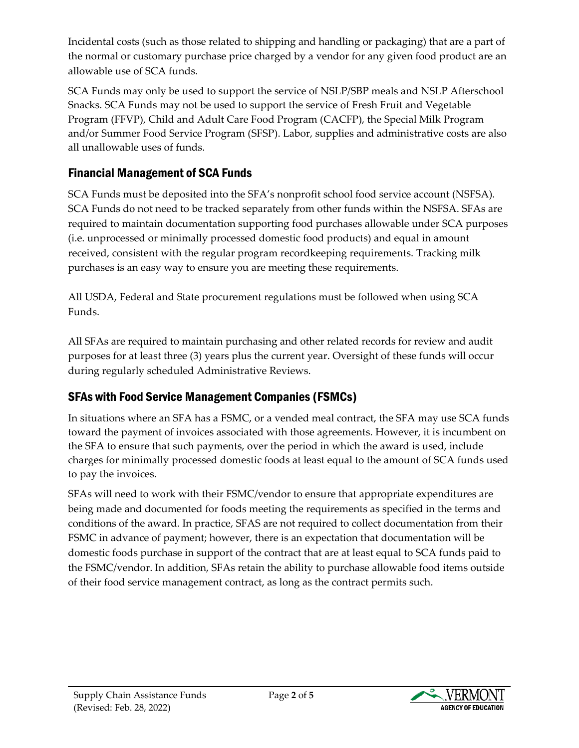Incidental costs (such as those related to shipping and handling or packaging) that are a part of the normal or customary purchase price charged by a vendor for any given food product are an allowable use of SCA funds.

SCA Funds may only be used to support the service of NSLP/SBP meals and NSLP Afterschool Snacks. SCA Funds may not be used to support the service of Fresh Fruit and Vegetable Program (FFVP), Child and Adult Care Food Program (CACFP), the Special Milk Program and/or Summer Food Service Program (SFSP). Labor, supplies and administrative costs are also all unallowable uses of funds.

## Financial Management of SCA Funds

SCA Funds must be deposited into the SFA's nonprofit school food service account (NSFSA). SCA Funds do not need to be tracked separately from other funds within the NSFSA. SFAs are required to maintain documentation supporting food purchases allowable under SCA purposes (i.e. unprocessed or minimally processed domestic food products) and equal in amount received, consistent with the regular program recordkeeping requirements. Tracking milk purchases is an easy way to ensure you are meeting these requirements.

All USDA, Federal and State procurement regulations must be followed when using SCA Funds.

All SFAs are required to maintain purchasing and other related records for review and audit purposes for at least three (3) years plus the current year. Oversight of these funds will occur during regularly scheduled Administrative Reviews.

## SFAs with Food Service Management Companies (FSMCs)

In situations where an SFA has a FSMC, or a vended meal contract, the SFA may use SCA funds toward the payment of invoices associated with those agreements. However, it is incumbent on the SFA to ensure that such payments, over the period in which the award is used, include charges for minimally processed domestic foods at least equal to the amount of SCA funds used to pay the invoices.

SFAs will need to work with their FSMC/vendor to ensure that appropriate expenditures are being made and documented for foods meeting the requirements as specified in the terms and conditions of the award. In practice, SFAS are not required to collect documentation from their FSMC in advance of payment; however, there is an expectation that documentation will be domestic foods purchase in support of the contract that are at least equal to SCA funds paid to the FSMC/vendor. In addition, SFAs retain the ability to purchase allowable food items outside of their food service management contract, as long as the contract permits such.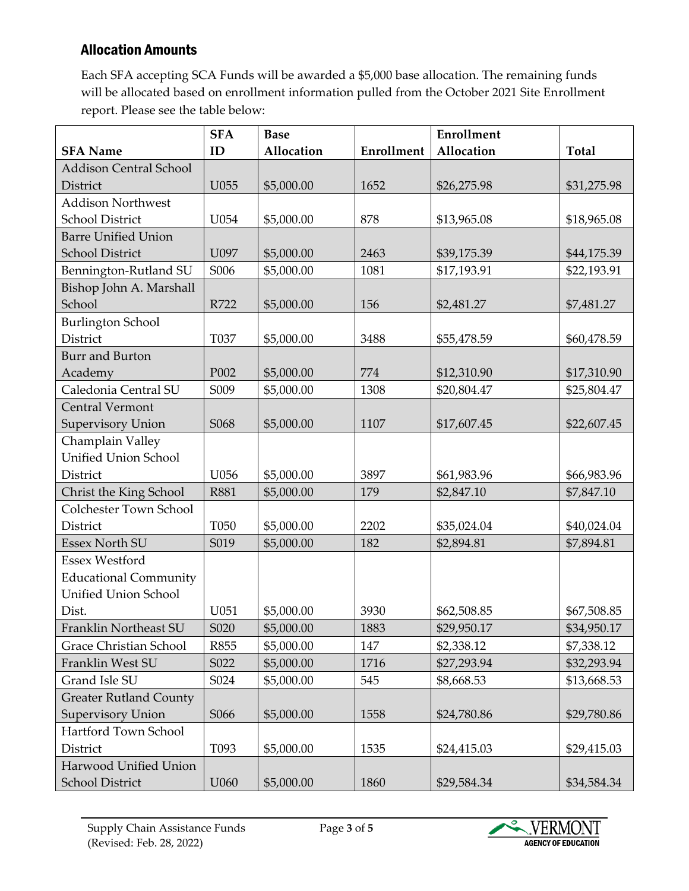## Allocation Amounts

Each SFA accepting SCA Funds will be awarded a $5,000 base allocation. The remaining funds will be allocated based on enrollment information pulled from the October 2021 Site Enrollment report. Please see the table below:

| SFA Name | SFA ID | Base Allocation | Enrollment | Enrollment Allocation | Total |
|---|---|---|---|---|---|
| Addison Central School District | U055 | $5,000.00 | 1652 | $26,275.98 | $31,275.98 |
| Addison Northwest School District | U054 | $5,000.00 | 878 | $13,965.08 | $18,965.08 |
| Barre Unified Union School District | U097 | $5,000.00 | 2463 | $39,175.39 | $44,175.39 |
| Bennington-Rutland SU | S006 | $5,000.00 | 1081 | $17,193.91 | $22,193.91 |
| Bishop John A. Marshall School | R722 | $5,000.00 | 156 | $2,481.27 | $7,481.27 |
| Burlington School District | T037 | $5,000.00 | 3488 | $55,478.59 | $60,478.59 |
| Burr and Burton Academy | P002 | $5,000.00 | 774 | $12,310.90 | $17,310.90 |
| Caledonia Central SU | S009 | $5,000.00 | 1308 | $20,804.47 | $25,804.47 |
| Central Vermont Supervisory Union | S068 | $5,000.00 | 1107 | $17,607.45 | $22,607.45 |
| Champlain Valley Unified Union School District | U056 | $5,000.00 | 3897 | $61,983.96 | $66,983.96 |
| Christ the King School | R881 | $5,000.00 | 179 | $2,847.10 | $7,847.10 |
| Colchester Town School District | T050 | $5,000.00 | 2202 | $35,024.04 | $40,024.04 |
| Essex North SU | S019 | $5,000.00 | 182 | $2,894.81 | $7,894.81 |
| Essex Westford Educational Community Unified Union School Dist. | U051 | $5,000.00 | 3930 | $62,508.85 | $67,508.85 |
| Franklin Northeast SU | S020 | $5,000.00 | 1883 | $29,950.17 | $34,950.17 |
| Grace Christian School | R855 | $5,000.00 | 147 | $2,338.12 | $7,338.12 |
| Franklin West SU | S022 | $5,000.00 | 1716 | $27,293.94 | $32,293.94 |
| Grand Isle SU | S024 | $5,000.00 | 545 | $8,668.53 | $13,668.53 |
| Greater Rutland County Supervisory Union | S066 | $5,000.00 | 1558 | $24,780.86 | $29,780.86 |
| Hartford Town School District | T093 | $5,000.00 | 1535 | $24,415.03 | $29,415.03 |
| Harwood Unified Union School District | U060 | $5,000.00 | 1860 | $29,584.34 | $34,584.34 |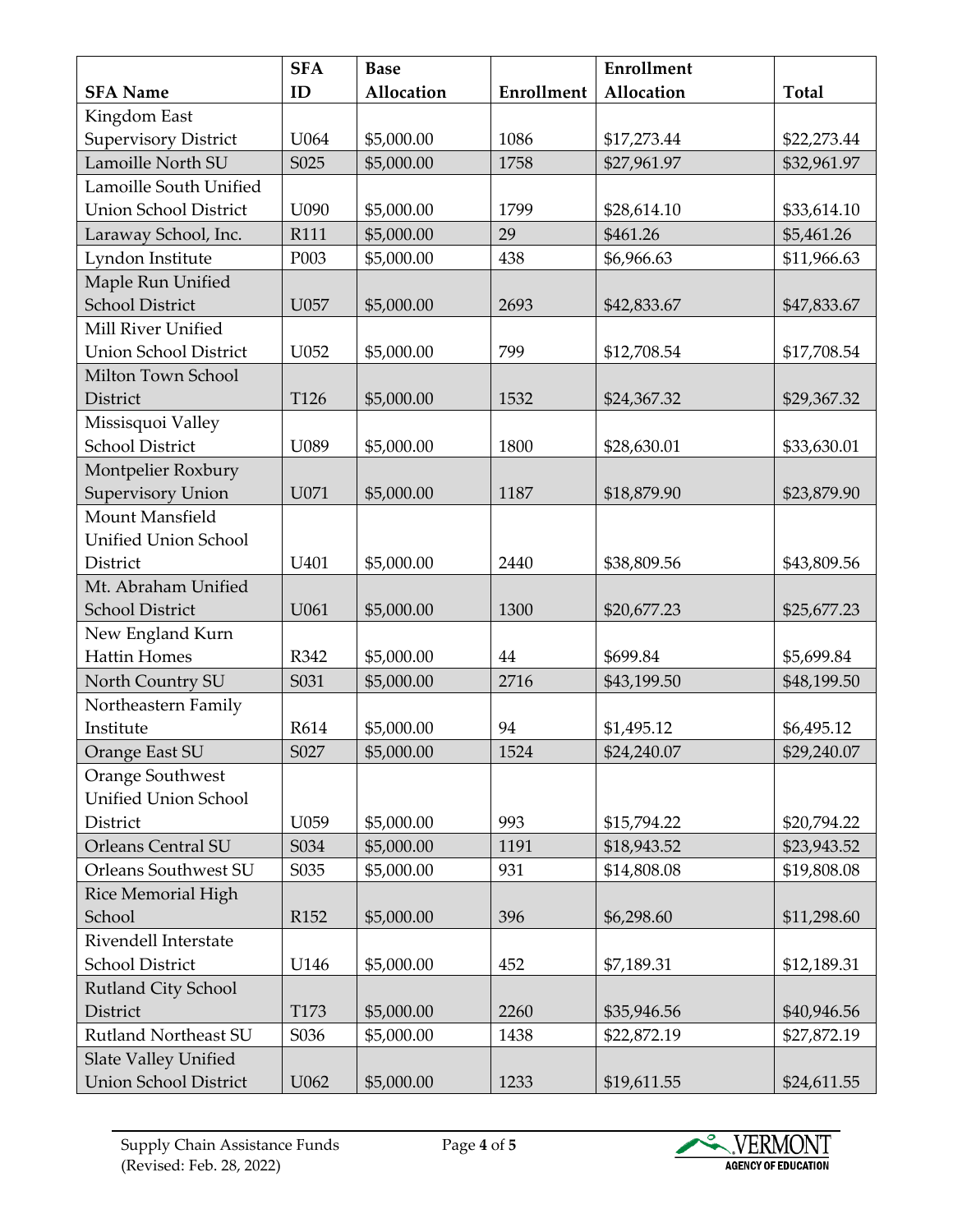| SFA Name | SFA ID | Base Allocation | Enrollment | Enrollment Allocation | Total |
|---|---|---|---|---|---|
| Kingdom East Supervisory District | U064 | $5,000.00 | 1086 | $17,273.44 | $22,273.44 |
| Lamoille North SU | S025 | $5,000.00 | 1758 | $27,961.97 | $32,961.97 |
| Lamoille South Unified Union School District | U090 | $5,000.00 | 1799 | $28,614.10 | $33,614.10 |
| Laraway School, Inc. | R111 | $5,000.00 | 29 | $461.26 | $5,461.26 |
| Lyndon Institute | P003 | $5,000.00 | 438 | $6,966.63 | $11,966.63 |
| Maple Run Unified School District | U057 | $5,000.00 | 2693 | $42,833.67 | $47,833.67 |
| Mill River Unified Union School District | U052 | $5,000.00 | 799 | $12,708.54 | $17,708.54 |
| Milton Town School District | T126 | $5,000.00 | 1532 | $24,367.32 | $29,367.32 |
| Missisquoi Valley School District | U089 | $5,000.00 | 1800 | $28,630.01 | $33,630.01 |
| Montpelier Roxbury Supervisory Union | U071 | $5,000.00 | 1187 | $18,879.90 | $23,879.90 |
| Mount Mansfield Unified Union School District | U401 | $5,000.00 | 2440 | $38,809.56 | $43,809.56 |
| Mt. Abraham Unified School District | U061 | $5,000.00 | 1300 | $20,677.23 | $25,677.23 |
| New England Kurn Hattin Homes | R342 | $5,000.00 | 44 | $699.84 | $5,699.84 |
| North Country SU | S031 | $5,000.00 | 2716 | $43,199.50 | $48,199.50 |
| Northeastern Family Institute | R614 | $5,000.00 | 94 | $1,495.12 | $6,495.12 |
| Orange East SU | S027 | $5,000.00 | 1524 | $24,240.07 | $29,240.07 |
| Orange Southwest Unified Union School District | U059 | $5,000.00 | 993 | $15,794.22 | $20,794.22 |
| Orleans Central SU | S034 | $5,000.00 | 1191 | $18,943.52 | $23,943.52 |
| Orleans Southwest SU | S035 | $5,000.00 | 931 | $14,808.08 | $19,808.08 |
| Rice Memorial High School | R152 | $5,000.00 | 396 | $6,298.60 | $11,298.60 |
| Rivendell Interstate School District | U146 | $5,000.00 | 452 | $7,189.31 | $12,189.31 |
| Rutland City School District | T173 | $5,000.00 | 2260 | $35,946.56 | $40,946.56 |
| Rutland Northeast SU | S036 | $5,000.00 | 1438 | $22,872.19 | $27,872.19 |
| Slate Valley Unified Union School District | U062 | $5,000.00 | 1233 | $19,611.55 | $24,611.55 |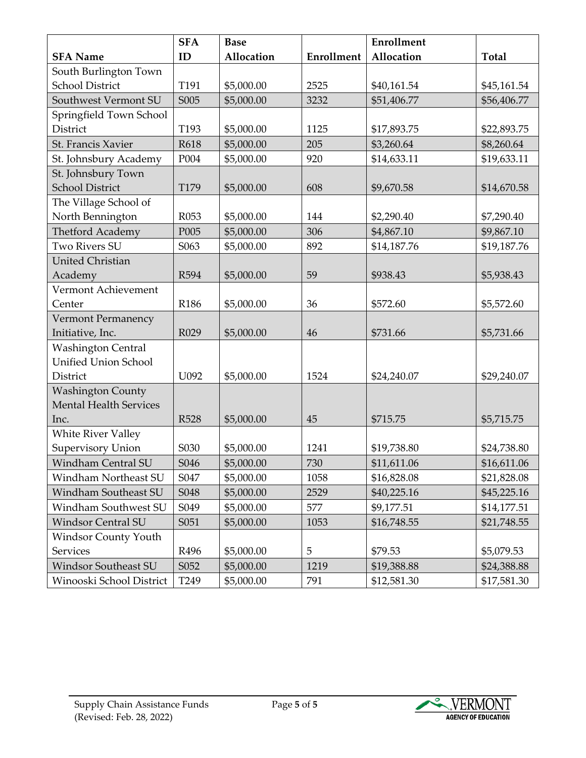| SFA Name | SFA ID | Base Allocation | Enrollment | Enrollment Allocation | Total |
|---|---|---|---|---|---|
| South Burlington Town School District | T191 | $5,000.00 | 2525 | $40,161.54 | $45,161.54 |
| Southwest Vermont SU | S005 | $5,000.00 | 3232 | $51,406.77 | $56,406.77 |
| Springfield Town School District | T193 | $5,000.00 | 1125 | $17,893.75 | $22,893.75 |
| St. Francis Xavier | R618 | $5,000.00 | 205 | $3,260.64 | $8,260.64 |
| St. Johnsbury Academy | P004 | $5,000.00 | 920 | $14,633.11 | $19,633.11 |
| St. Johnsbury Town School District | T179 | $5,000.00 | 608 | $9,670.58 | $14,670.58 |
| The Village School of North Bennington | R053 | $5,000.00 | 144 | $2,290.40 | $7,290.40 |
| Thetford Academy | P005 | $5,000.00 | 306 | $4,867.10 | $9,867.10 |
| Two Rivers SU | S063 | $5,000.00 | 892 | $14,187.76 | $19,187.76 |
| United Christian Academy | R594 | $5,000.00 | 59 | $938.43 | $5,938.43 |
| Vermont Achievement Center | R186 | $5,000.00 | 36 | $572.60 | $5,572.60 |
| Vermont Permanency Initiative, Inc. | R029 | $5,000.00 | 46 | $731.66 | $5,731.66 |
| Washington Central Unified Union School District | U092 | $5,000.00 | 1524 | $24,240.07 | $29,240.07 |
| Washington County Mental Health Services Inc. | R528 | $5,000.00 | 45 | $715.75 | $5,715.75 |
| White River Valley Supervisory Union | S030 | $5,000.00 | 1241 | $19,738.80 | $24,738.80 |
| Windham Central SU | S046 | $5,000.00 | 730 | $11,611.06 | $16,611.06 |
| Windham Northeast SU | S047 | $5,000.00 | 1058 | $16,828.08 | $21,828.08 |
| Windham Southeast SU | S048 | $5,000.00 | 2529 | $40,225.16 | $45,225.16 |
| Windham Southwest SU | S049 | $5,000.00 | 577 | $9,177.51 | $14,177.51 |
| Windsor Central SU | S051 | $5,000.00 | 1053 | $16,748.55 | $21,748.55 |
| Windsor County Youth Services | R496 | $5,000.00 | 5 | $79.53 | $5,079.53 |
| Windsor Southeast SU | S052 | $5,000.00 | 1219 | $19,388.88 | $24,388.88 |
| Winooski School District | T249 | $5,000.00 | 791 | $12,581.30 | $17,581.30 |